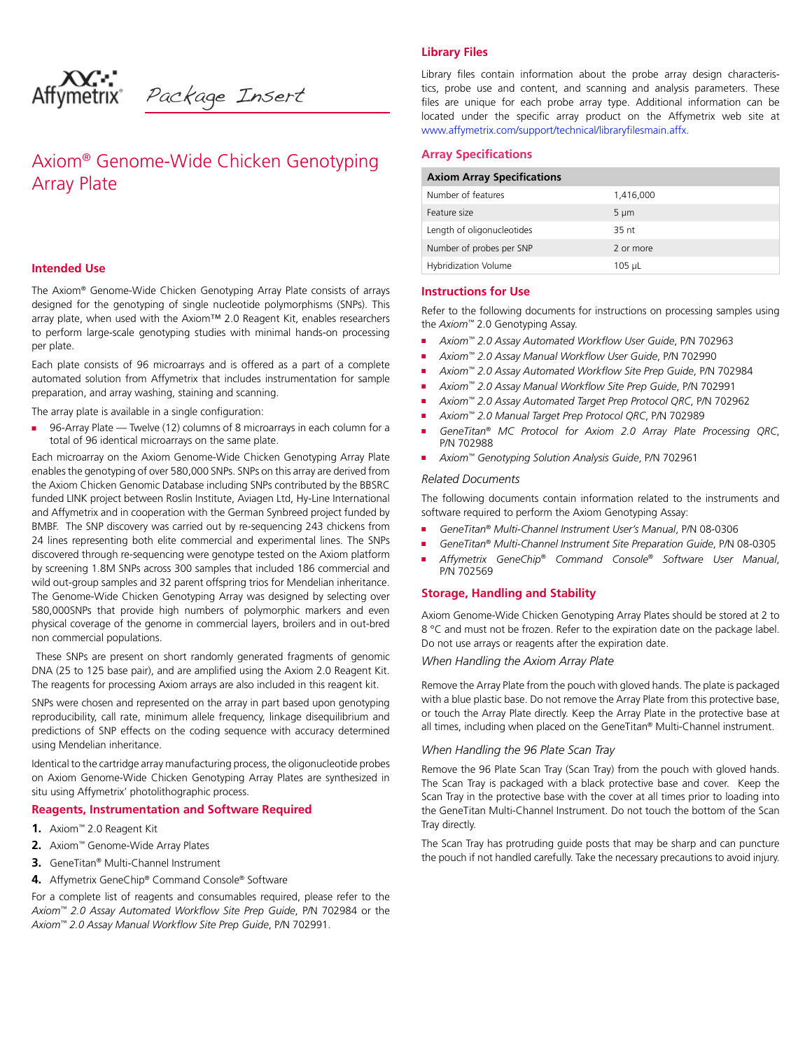Affymetrix® *Package Insert*

# Axiom® Genome-Wide Chicken Genotyping Array Plate

## Intended Use

The Axiom® Genome-Wide Chicken Genotyping Array Plate consists of arrays designed for the genotyping of single nucleotide polymorphisms (SNPs). This array plate, when used with the Axiom™ 2.0 Reagent Kit, enables researchers to perform large-scale genotyping studies with minimal hands-on processing per plate.

Each plate consists of 96 microarrays and is offered as a part of a complete automated solution from Affymetrix that includes instrumentation for sample preparation, and array washing, staining and scanning.

The array plate is available in a single configuration:

- 96-Array Plate — Twelve (12) columns of 8 microarrays in each column for a total of 96 identical microarrays on the same plate.

Each microarray on the Axiom Genome-Wide Chicken Genotyping Array Plate enables the genotyping of over 580,000 SNPs. SNPs on this array are derived from the Axiom Chicken Genomic Database including SNPs contributed by the BBSRC funded LINK project between Roslin Institute, Aviagen Ltd, Hy-Line International and Affymetrix and in cooperation with the German Synbreed project funded by BMBF. The SNP discovery was carried out by re-sequencing 243 chickens from 24 lines representing both elite commercial and experimental lines. The SNPs discovered through re-sequencing were genotype tested on the Axiom platform by screening 1.8M SNPs across 300 samples that included 186 commercial and wild out-group samples and 32 parent offspring trios for Mendelian inheritance. The Genome-Wide Chicken Genotyping Array was designed by selecting over 580,000SNPs that provide high numbers of polymorphic markers and even physical coverage of the genome in commercial layers, broilers and in out-bred non commercial populations.

These SNPs are present on short randomly generated fragments of genomic DNA (25 to 125 base pair), and are amplified using the Axiom 2.0 Reagent Kit. The reagents for processing Axiom arrays are also included in this reagent kit.

SNPs were chosen and represented on the array in part based upon genotyping reproducibility, call rate, minimum allele frequency, linkage disequilibrium and predictions of SNP effects on the coding sequence with accuracy determined using Mendelian inheritance.

Identical to the cartridge array manufacturing process, the oligonucleotide probes on Axiom Genome-Wide Chicken Genotyping Array Plates are synthesized in situ using Affymetrix' photolithographic process.

## Reagents, Instrumentation and Software Required

1. Axiom™ 2.0 Reagent Kit
2. Axiom™ Genome-Wide Array Plates
3. GeneTitan® Multi-Channel Instrument
4. Affymetrix GeneChip® Command Console® Software

For a complete list of reagents and consumables required, please refer to the *Axiom™ 2.0 Assay Automated Workflow Site Prep Guide*, P/N 702984 or the *Axiom™ 2.0 Assay Manual Workflow Site Prep Guide*, P/N 702991.

## Library Files

Library files contain information about the probe array design characteristics, probe use and content, and scanning and analysis parameters. These files are unique for each probe array type. Additional information can be located under the specific array product on the Affymetrix web site at www.affymetrix.com/support/technical/libraryfilesmain.affx.

## Array Specifications

| Axiom Array Specifications | |
|---|---|
| Number of features | 1,416,000 |
| Feature size | 5 µm |
| Length of oligonucleotides | 35 nt |
| Number of probes per SNP | 2 or more |
| Hybridization Volume | 105 µL |

## Instructions for Use

Refer to the following documents for instructions on processing samples using the *Axiom*™ 2.0 Genotyping Assay.

- *Axiom™ 2.0 Assay Automated Workflow User Guide*, P/N 702963
- *Axiom™ 2.0 Assay Manual Workflow User Guide*, P/N 702990
- *Axiom™ 2.0 Assay Automated Workflow Site Prep Guide*, P/N 702984
- *Axiom™ 2.0 Assay Manual Workflow Site Prep Guide*, P/N 702991
- *Axiom™ 2.0 Assay Automated Target Prep Protocol QRC*, P/N 702962
- *Axiom™ 2.0 Manual Target Prep Protocol QRC*, P/N 702989
- *GeneTitan® MC Protocol for Axiom 2.0 Array Plate Processing QRC*, P/N 702988
- *Axiom™ Genotyping Solution Analysis Guide*, P/N 702961

### *Related Documents*

The following documents contain information related to the instruments and software required to perform the Axiom Genotyping Assay:

- *GeneTitan® Multi-Channel Instrument User's Manual*, P/N 08-0306
- *GeneTitan® Multi-Channel Instrument Site Preparation Guide*, P/N 08-0305
- *Affymetrix GeneChip® Command Console® Software User Manual*, P/N 702569

## Storage, Handling and Stability

Axiom Genome-Wide Chicken Genotyping Array Plates should be stored at 2 to 8 °C and must not be frozen. Refer to the expiration date on the package label. Do not use arrays or reagents after the expiration date.

### *When Handling the Axiom Array Plate*

Remove the Array Plate from the pouch with gloved hands. The plate is packaged with a blue plastic base. Do not remove the Array Plate from this protective base, or touch the Array Plate directly. Keep the Array Plate in the protective base at all times, including when placed on the GeneTitan® Multi-Channel instrument.

### *When Handling the 96 Plate Scan Tray*

Remove the 96 Plate Scan Tray (Scan Tray) from the pouch with gloved hands. The Scan Tray is packaged with a black protective base and cover. Keep the Scan Tray in the protective base with the cover at all times prior to loading into the GeneTitan Multi-Channel Instrument. Do not touch the bottom of the Scan Tray directly.

The Scan Tray has protruding guide posts that may be sharp and can puncture the pouch if not handled carefully. Take the necessary precautions to avoid injury.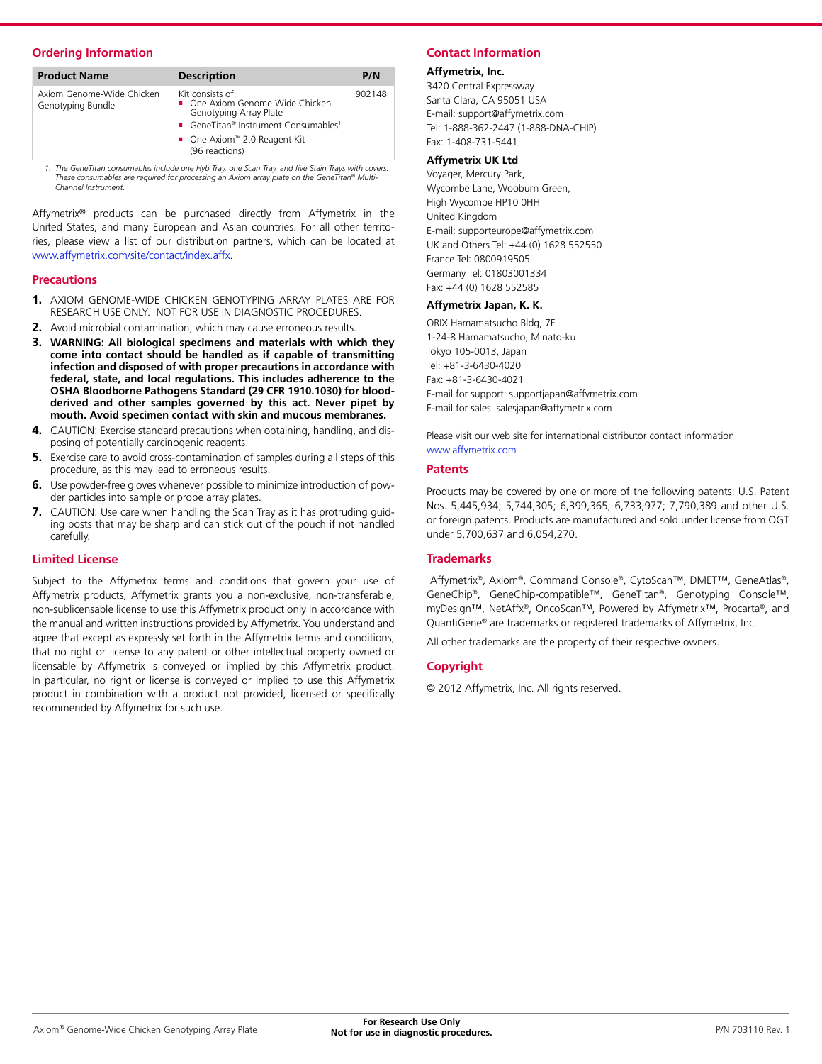## Ordering Information

| Product Name | Description | P/N |
|---|---|---|
| Axiom Genome-Wide Chicken Genotyping Bundle | Kit consists of: <br>■ One Axiom Genome-Wide Chicken Genotyping Array Plate <br>■ GeneTitan® Instrument Consumables[1] <br>■ One Axiom™ 2.0 Reagent Kit (96 reactions) | 902148 |

*1. The GeneTitan consumables include one Hyb Tray, one Scan Tray, and five Stain Trays with covers. These consumables are required for processing an Axiom array plate on the GeneTitan® Multi-Channel Instrument.*

Affymetrix® products can be purchased directly from Affymetrix in the United States, and many European and Asian countries. For all other territories, please view a list of our distribution partners, which can be located at www.affymetrix.com/site/contact/index.affx.

## Precautions

1. AXIOM GENOME-WIDE CHICKEN GENOTYPING ARRAY PLATES ARE FOR RESEARCH USE ONLY. NOT FOR USE IN DIAGNOSTIC PROCEDURES.
2. Avoid microbial contamination, which may cause erroneous results.
3. **WARNING: All biological specimens and materials with which they come into contact should be handled as if capable of transmitting infection and disposed of with proper precautions in accordance with federal, state, and local regulations. This includes adherence to the OSHA Bloodborne Pathogens Standard (29 CFR 1910.1030) for blood-derived and other samples governed by this act. Never pipet by mouth. Avoid specimen contact with skin and mucous membranes.**
4. CAUTION: Exercise standard precautions when obtaining, handling, and disposing of potentially carcinogenic reagents.
5. Exercise care to avoid cross-contamination of samples during all steps of this procedure, as this may lead to erroneous results.
6. Use powder-free gloves whenever possible to minimize introduction of powder particles into sample or probe array plates.
7. CAUTION: Use care when handling the Scan Tray as it has protruding guiding posts that may be sharp and can stick out of the pouch if not handled carefully.

## Limited License

Subject to the Affymetrix terms and conditions that govern your use of Affymetrix products, Affymetrix grants you a non-exclusive, non-transferable, non-sublicensable license to use this Affymetrix product only in accordance with the manual and written instructions provided by Affymetrix. You understand and agree that except as expressly set forth in the Affymetrix terms and conditions, that no right or license to any patent or other intellectual property owned or licensable by Affymetrix is conveyed or implied by this Affymetrix product. In particular, no right or license is conveyed or implied to use this Affymetrix product in combination with a product not provided, licensed or specifically recommended by Affymetrix for such use.

## Contact Information

**Affymetrix, Inc.**
3420 Central Expressway
Santa Clara, CA 95051 USA
E-mail: support@affymetrix.com
Tel: 1-888-362-2447 (1-888-DNA-CHIP)
Fax: 1-408-731-5441

**Affymetrix UK Ltd**
Voyager, Mercury Park,
Wycombe Lane, Wooburn Green,
High Wycombe HP10 0HH
United Kingdom
E-mail: supporteurope@affymetrix.com
UK and Others Tel: +44 (0) 1628 552550
France Tel: 0800919505
Germany Tel: 01803001334
Fax: +44 (0) 1628 552585

**Affymetrix Japan, K. K.**
ORIX Hamamatsucho Bldg, 7F
1-24-8 Hamamatsucho, Minato-ku
Tokyo 105-0013, Japan
Tel: +81-3-6430-4020
Fax: +81-3-6430-4021
E-mail for support: supportjapan@affymetrix.com
E-mail for sales: salesjapan@affymetrix.com

Please visit our web site for international distributor contact information
www.affymetrix.com

## Patents

Products may be covered by one or more of the following patents: U.S. Patent Nos. 5,445,934; 5,744,305; 6,399,365; 6,733,977; 7,790,389 and other U.S. or foreign patents. Products are manufactured and sold under license from OGT under 5,700,637 and 6,054,270.

## Trademarks

Affymetrix®, Axiom®, Command Console®, CytoScan™, DMET™, GeneAtlas®, GeneChip®, GeneChip-compatible™, GeneTitan®, Genotyping Console™, myDesign™, NetAffx®, OncoScan™, Powered by Affymetrix™, Procarta®, and QuantiGene® are trademarks or registered trademarks of Affymetrix, Inc.

All other trademarks are the property of their respective owners.

## Copyright

© 2012 Affymetrix, Inc. All rights reserved.